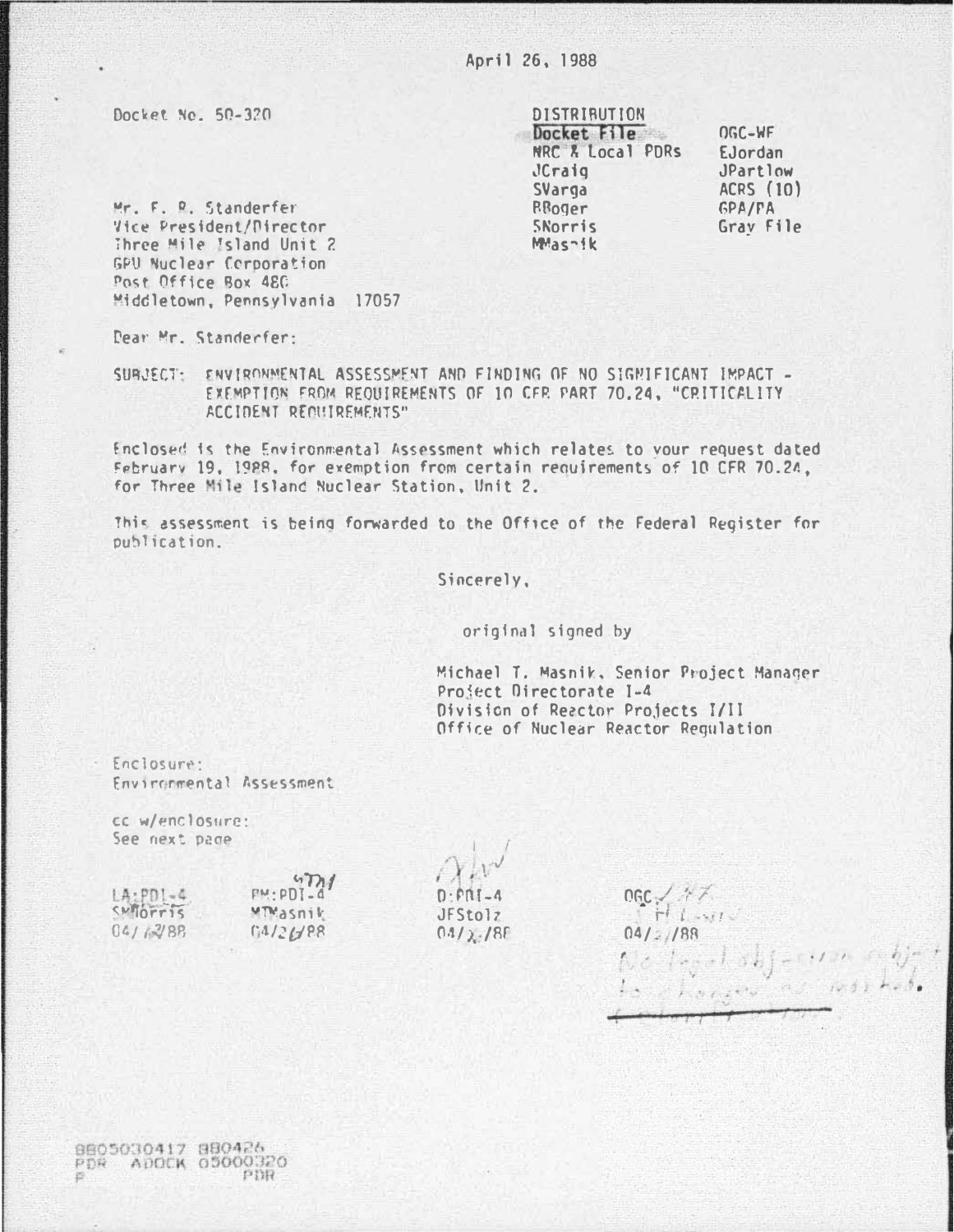April 26, 1988

Docket No. 50-320

DISTRIBUTION

| | |
|---|---|
| **Docket File** | OGC-WF |
| NRC & Local PDRs | EJordan |
| JCraig | JPartlow |
| SVarga | ACRS (10) |
| BBoger | GPA/PA |
| SNorris | Gray File |
| MMasnik | |

Mr. F. R. Standerfer
Vice President/Director
Three Mile Island Unit 2
GPU Nuclear Corporation
Post Office Box 480
Middletown, Pennsylvania 17057

Dear Mr. Standerfer:

SUBJECT: ENVIRONMENTAL ASSESSMENT AND FINDING OF NO SIGNIFICANT IMPACT - EXEMPTION FROM REQUIREMENTS OF 10 CFR PART 70.24, "CRITICALITY ACCIDENT REQUIREMENTS"

Enclosed is the Environmental Assessment which relates to your request dated February 19, 1988, for exemption from certain requirements of 10 CFR 70.24, for Three Mile Island Nuclear Station, Unit 2.

This assessment is being forwarded to the Office of the Federal Register for publication.

Sincerely,

original signed by

Michael T. Masnik, Senior Project Manager
Project Directorate I-4
Division of Reactor Projects I/II
Office of Nuclear Reactor Regulation

Enclosure:
Environmental Assessment

cc w/enclosure:
See next page

| LA:PDI-4 | PM:PDI-4 | D:PDI-4 | OGC |
|---|---|---|---|
| SNorris | MTMasnik | JFStolz | |
| 04/ /88 | 04/26/88 | 04/ /88 | 04/ /88 |

No legal objection subject to changes as marked.

8805030417 880426
PDR ADOCK 05000320
P PDR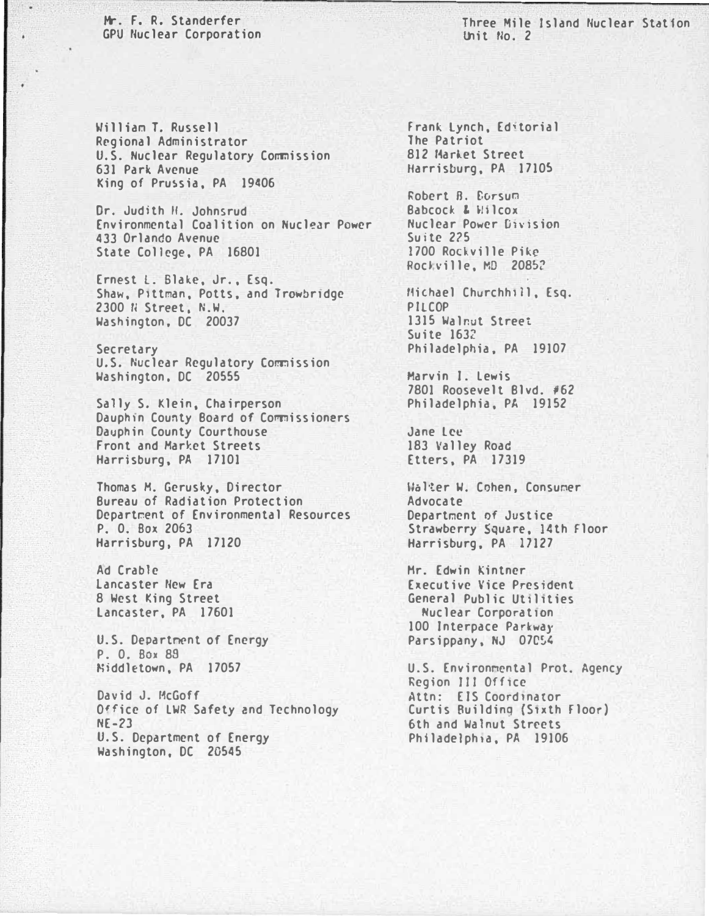Mr. F. R. Standerfer
GPU Nuclear Corporation

Three Mile Island Nuclear Station
Unit No. 2

William T. Russell
Regional Administrator
U.S. Nuclear Regulatory Commission
631 Park Avenue
King of Prussia, PA 19406

Dr. Judith H. Johnsrud
Environmental Coalition on Nuclear Power
433 Orlando Avenue
State College, PA 16801

Ernest L. Blake, Jr., Esq.
Shaw, Pittman, Potts, and Trowbridge
2300 N Street, N.W.
Washington, DC 20037

Secretary
U.S. Nuclear Regulatory Commission
Washington, DC 20555

Sally S. Klein, Chairperson
Dauphin County Board of Commissioners
Dauphin County Courthouse
Front and Market Streets
Harrisburg, PA 17101

Thomas M. Gerusky, Director
Bureau of Radiation Protection
Department of Environmental Resources
P. O. Box 2063
Harrisburg, PA 17120

Ad Crable
Lancaster New Era
8 West King Street
Lancaster, PA 17601

U.S. Department of Energy
P. O. Box 88
Middletown, PA 17057

David J. McGoff
Office of LWR Safety and Technology
NE-23
U.S. Department of Energy
Washington, DC 20545

Frank Lynch, Editorial
The Patriot
812 Market Street
Harrisburg, PA 17105

Robert B. Borsum
Babcock & Wilcox
Nuclear Power Division
Suite 225
1700 Rockville Pike
Rockville, MD 20852

Michael Churchhill, Esq.
PILCOP
1315 Walnut Street
Suite 1632
Philadelphia, PA 19107

Marvin I. Lewis
7801 Roosevelt Blvd. #62
Philadelphia, PA 19152

Jane Lee
183 Valley Road
Etters, PA 17319

Walter W. Cohen, Consumer Advocate
Department of Justice
Strawberry Square, 14th Floor
Harrisburg, PA 17127

Mr. Edwin Kintner
Executive Vice President
General Public Utilities Nuclear Corporation
100 Interpace Parkway
Parsippany, NJ 07054

U.S. Environmental Prot. Agency
Region III Office
Attn: EIS Coordinator
Curtis Building (Sixth Floor)
6th and Walnut Streets
Philadelphia, PA 19106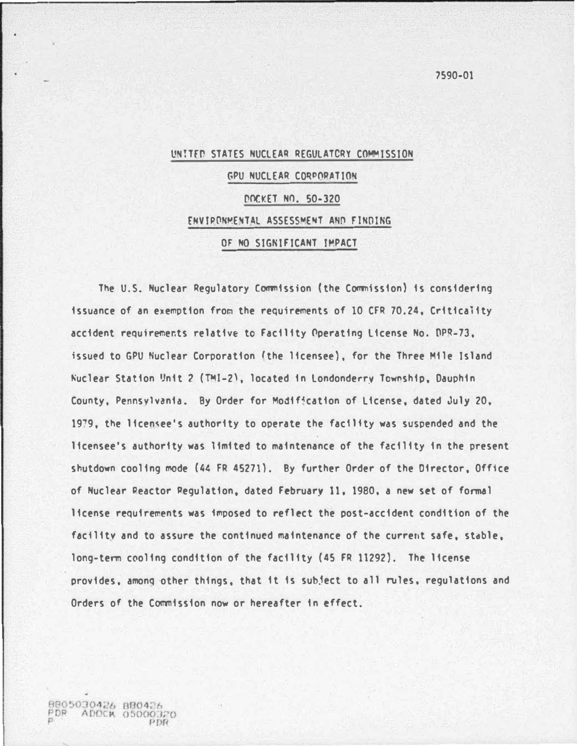7590-01

# UNITED STATES NUCLEAR REGULATORY COMMISSION

## GPU NUCLEAR CORPORATION

## DOCKET NO. 50-320

## ENVIRONMENTAL ASSESSMENT AND FINDING OF NO SIGNIFICANT IMPACT

The U.S. Nuclear Regulatory Commission (the Commission) is considering issuance of an exemption from the requirements of 10 CFR 70.24, Criticality accident requirements relative to Facility Operating License No. DPR-73, issued to GPU Nuclear Corporation (the licensee), for the Three Mile Island Nuclear Station Unit 2 (TMI-2), located in Londonderry Township, Dauphin County, Pennsylvania. By Order for Modification of License, dated July 20, 1979, the licensee's authority to operate the facility was suspended and the licensee's authority was limited to maintenance of the facility in the present shutdown cooling mode (44 FR 45271). By further Order of the Director, Office of Nuclear Reactor Regulation, dated February 11, 1980, a new set of formal license requirements was imposed to reflect the post-accident condition of the facility and to assure the continued maintenance of the current safe, stable, long-term cooling condition of the facility (45 FR 11292). The license provides, among other things, that it is subject to all rules, regulations and Orders of the Commission now or hereafter in effect.

8805030426 880426
PDR ADOCK 05000320
P PDR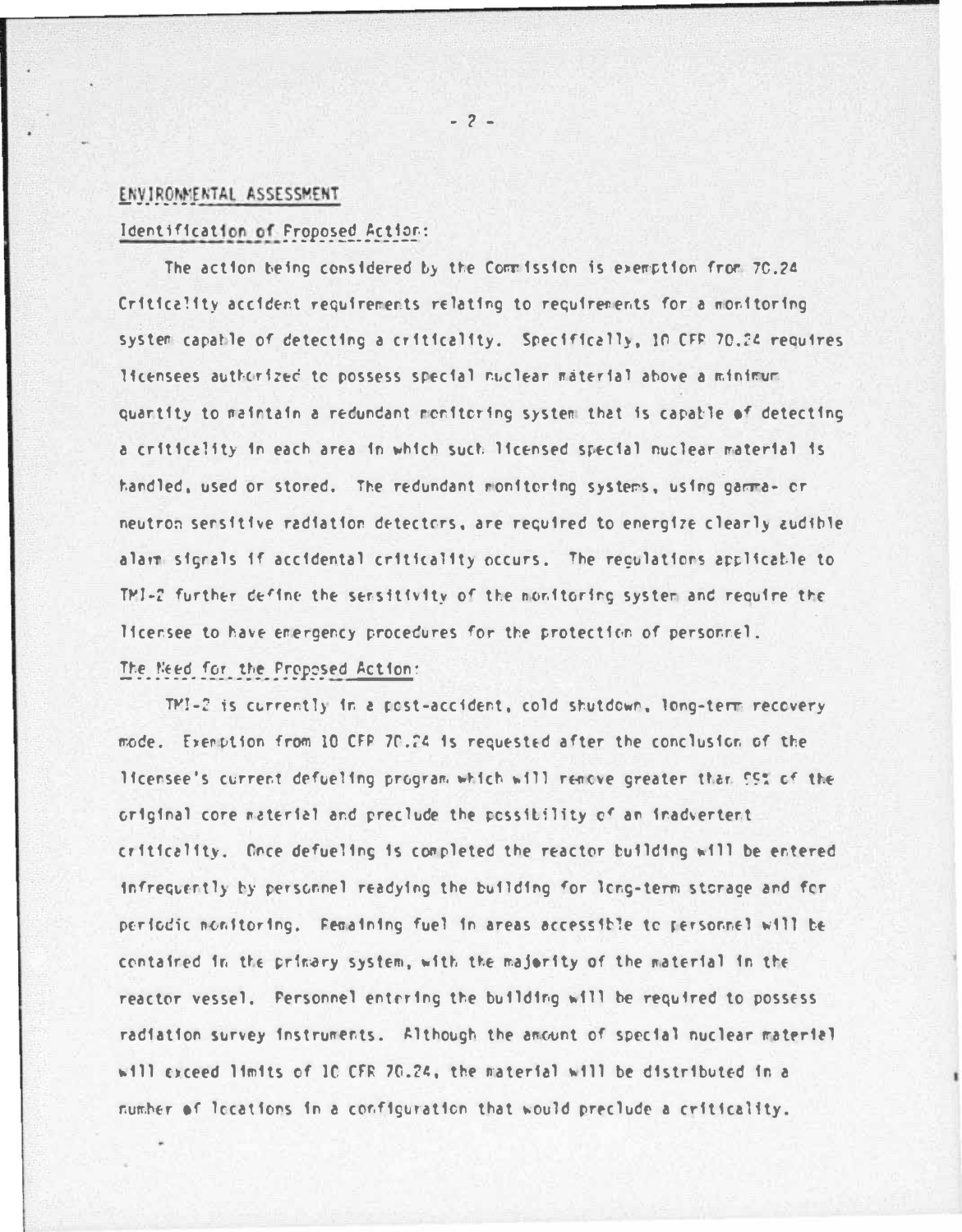## ENVIRONMENTAL ASSESSMENT

### Identification of Proposed Action:

The action being considered by the Commission is exemption from 70.24 Criticality accident requirements relating to requirements for a monitoring system capable of detecting a criticality. Specifically, 10 CFR 70.24 requires licensees authorized to possess special nuclear material above a minimum quantity to maintain a redundant monitoring system that is capable of detecting a criticality in each area in which such licensed special nuclear material is handled, used or stored. The redundant monitoring systems, using gamma- or neutron sensitive radiation detectors, are required to energize clearly audible alarm signals if accidental criticality occurs. The regulations applicable to TMI-2 further define the sensitivity of the monitoring system and require the licensee to have emergency procedures for the protection of personnel.

### The Need for the Proposed Action:

TMI-2 is currently in a post-accident, cold shutdown, long-term recovery mode. Exemption from 10 CFR 70.24 is requested after the conclusion of the licensee's current defueling program which will remove greater than 99% of the original core material and preclude the possibility of an inadvertent criticality. Once defueling is completed the reactor building will be entered infrequently by personnel readying the building for long-term storage and for periodic monitoring. Remaining fuel in areas accessible to personnel will be contained in the primary system, with the majority of the material in the reactor vessel. Personnel entering the building will be required to possess radiation survey instruments. Although the amount of special nuclear material will exceed limits of 10 CFR 70.24, the material will be distributed in a number of locations in a configuration that would preclude a criticality.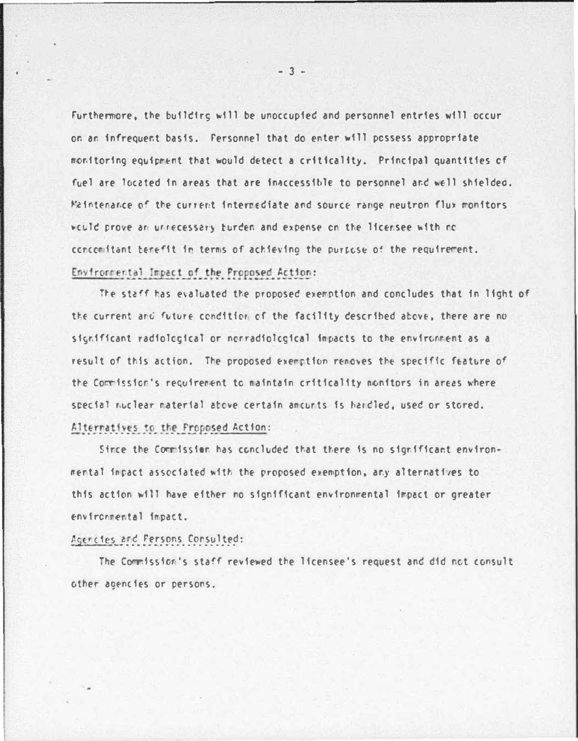Furthermore, the building will be unoccupied and personnel entries will occur on an infrequent basis. Personnel that do enter will possess appropriate monitoring equipment that would detect a criticality. Principal quantities of fuel are located in areas that are inaccessible to personnel and well shielded. Maintenance of the current intermediate and source range neutron flux monitors would prove an unnecessary burden and expense on the licensee with no concomitant benefit in terms of achieving the purpose of the requirement.

Environmental Impact of the Proposed Action:

The staff has evaluated the proposed exemption and concludes that in light of the current and future condition of the facility described above, there are no significant radiological or nonradiological impacts to the environment as a result of this action. The proposed exemption removes the specific feature of the Commission's requirement to maintain criticality monitors in areas where special nuclear material above certain amounts is handled, used or stored.

Alternatives to the Proposed Action:

Since the Commission has concluded that there is no significant environmental impact associated with the proposed exemption, any alternatives to this action will have either no significant environmental impact or greater environmental impact.

Agencies and Persons Consulted:

The Commission's staff reviewed the licensee's request and did not consult other agencies or persons.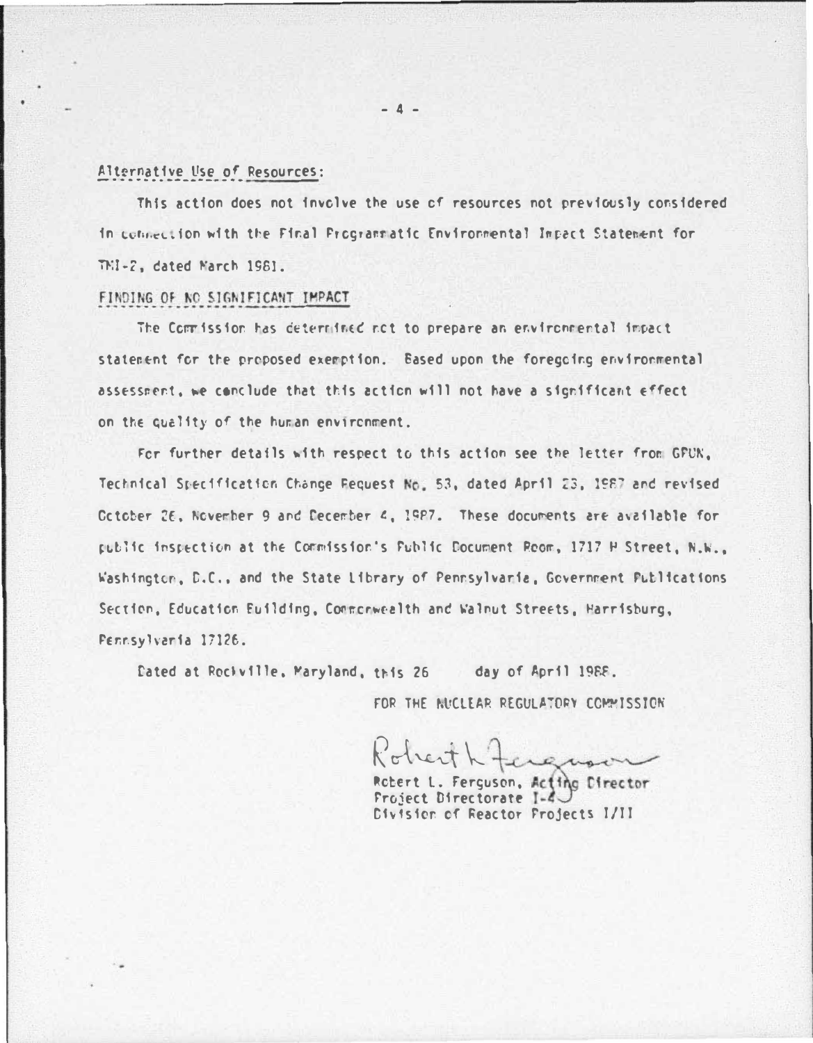Alternative Use of Resources:

This action does not involve the use of resources not previously considered in connection with the Final Programmatic Environmental Impact Statement for TMI-2, dated March 1981.

FINDING OF NO SIGNIFICANT IMPACT

The Commission has determined not to prepare an environmental impact statement for the proposed exemption. Based upon the foregoing environmental assessment, we conclude that this action will not have a significant effect on the quality of the human environment.

For further details with respect to this action see the letter from GPUN, Technical Specification Change Request No. 53, dated April 23, 1987 and revised October 26, November 9 and December 4, 1987. These documents are available for public inspection at the Commission's Public Document Room, 1717 H Street, N.W., Washington, D.C., and the State Library of Pennsylvania, Government Publications Section, Education Building, Commonwealth and Walnut Streets, Harrisburg, Pennsylvania 17126.

Dated at Rockville, Maryland, this 26 day of April 1988.

FOR THE NUCLEAR REGULATORY COMMISSION

Robert L. Ferguson

Robert L. Ferguson, Acting Director
Project Directorate I-4
Division of Reactor Projects I/II